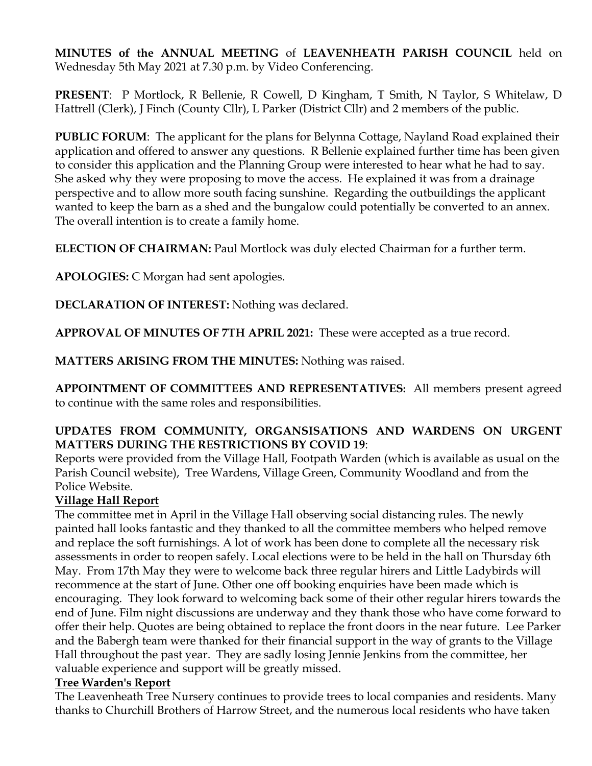**MINUTES of the ANNUAL MEETING** of **LEAVENHEATH PARISH COUNCIL** held on Wednesday 5th May 2021 at 7.30 p.m. by Video Conferencing.

**PRESENT**: P Mortlock, R Bellenie, R Cowell, D Kingham, T Smith, N Taylor, S Whitelaw, D Hattrell (Clerk), J Finch (County Cllr), L Parker (District Cllr) and 2 members of the public.

**PUBLIC FORUM**: The applicant for the plans for Belynna Cottage, Nayland Road explained their application and offered to answer any questions. R Bellenie explained further time has been given to consider this application and the Planning Group were interested to hear what he had to say. She asked why they were proposing to move the access. He explained it was from a drainage perspective and to allow more south facing sunshine. Regarding the outbuildings the applicant wanted to keep the barn as a shed and the bungalow could potentially be converted to an annex. The overall intention is to create a family home.

**ELECTION OF CHAIRMAN:** Paul Mortlock was duly elected Chairman for a further term.

**APOLOGIES:** C Morgan had sent apologies.

**DECLARATION OF INTEREST:** Nothing was declared.

**APPROVAL OF MINUTES OF 7TH APRIL 2021:** These were accepted as a true record.

**MATTERS ARISING FROM THE MINUTES:** Nothing was raised.

**APPOINTMENT OF COMMITTEES AND REPRESENTATIVES:** All members present agreed to continue with the same roles and responsibilities.

**UPDATES FROM COMMUNITY, ORGANSISATIONS AND WARDENS ON URGENT MATTERS DURING THE RESTRICTIONS BY COVID 19**:

Reports were provided from the Village Hall, Footpath Warden (which is available as usual on the Parish Council website), Tree Wardens, Village Green, Community Woodland and from the Police Website.

**Village Hall Report**

The committee met in April in the Village Hall observing social distancing rules. The newly painted hall looks fantastic and they thanked to all the committee members who helped remove and replace the soft furnishings. A lot of work has been done to complete all the necessary risk assessments in order to reopen safely. Local elections were to be held in the hall on Thursday 6th May. From 17th May they were to welcome back three regular hirers and Little Ladybirds will recommence at the start of June. Other one off booking enquiries have been made which is encouraging. They look forward to welcoming back some of their other regular hirers towards the end of June. Film night discussions are underway and they thank those who have come forward to offer their help. Quotes are being obtained to replace the front doors in the near future. Lee Parker and the Babergh team were thanked for their financial support in the way of grants to the Village Hall throughout the past year. They are sadly losing Jennie Jenkins from the committee, her valuable experience and support will be greatly missed.

**Tree Warden's Report**

The Leavenheath Tree Nursery continues to provide trees to local companies and residents. Many thanks to Churchill Brothers of Harrow Street, and the numerous local residents who have taken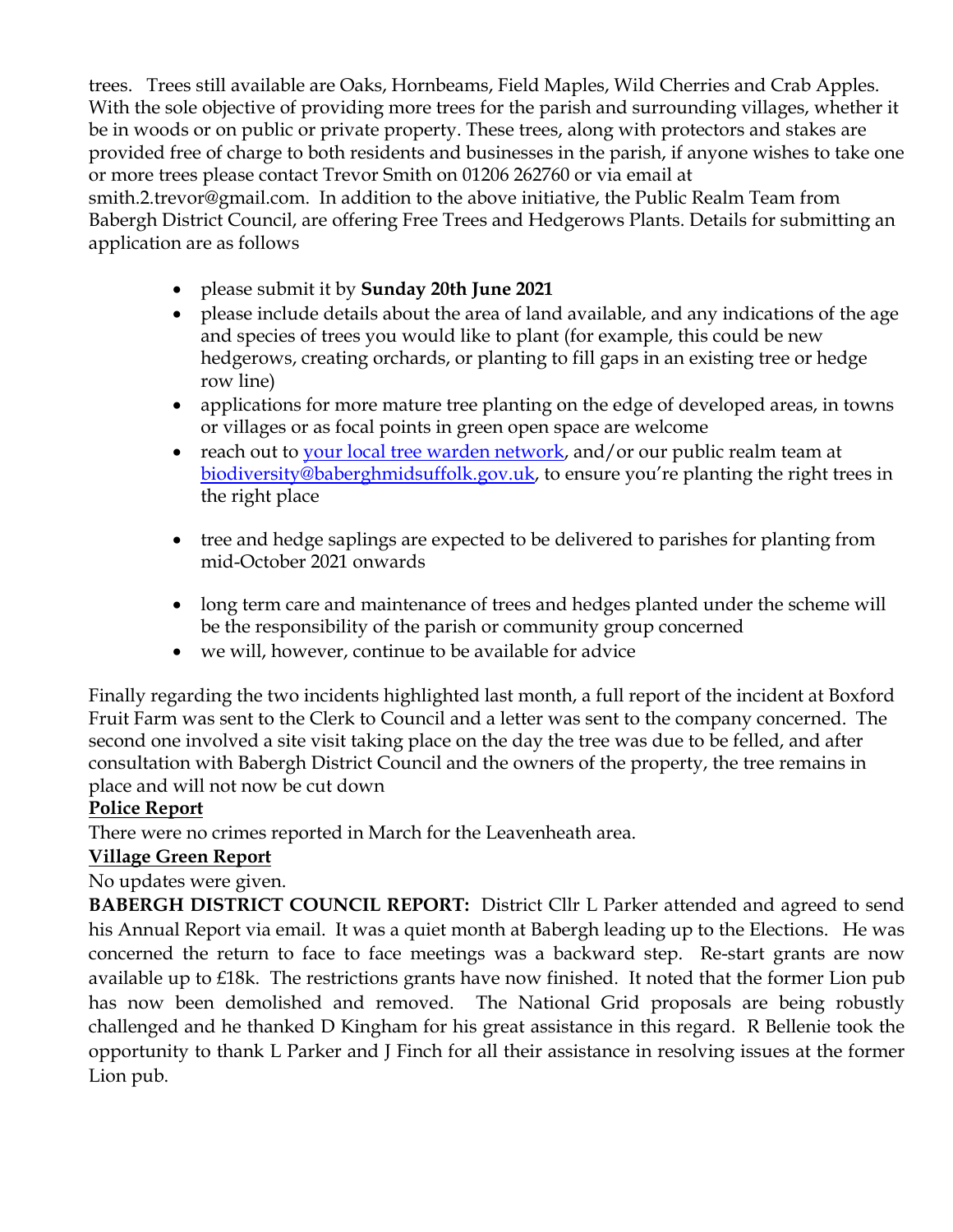trees. Trees still available are Oaks, Hornbeams, Field Maples, Wild Cherries and Crab Apples. With the sole objective of providing more trees for the parish and surrounding villages, whether it be in woods or on public or private property. These trees, along with protectors and stakes are provided free of charge to both residents and businesses in the parish, if anyone wishes to take one or more trees please contact Trevor Smith on 01206 262760 or via email at smith.2.trevor@gmail.com. In addition to the above initiative, the Public Realm Team from Babergh District Council, are offering Free Trees and Hedgerows Plants. Details for submitting an application are as follows

- please submit it by **Sunday 20th June 2021**
- please include details about the area of land available, and any indications of the age and species of trees you would like to plant (for example, this could be new hedgerows, creating orchards, or planting to fill gaps in an existing tree or hedge row line)
- applications for more mature tree planting on the edge of developed areas, in towns or villages or as focal points in green open space are welcome
- reach out to [your local tree warden network](), and/or our public realm team at [biodiversity@baberghmidsuffolk.gov.uk](), to ensure you're planting the right trees in the right place
- tree and hedge saplings are expected to be delivered to parishes for planting from mid-October 2021 onwards
- long term care and maintenance of trees and hedges planted under the scheme will be the responsibility of the parish or community group concerned
- we will, however, continue to be available for advice

Finally regarding the two incidents highlighted last month, a full report of the incident at Boxford Fruit Farm was sent to the Clerk to Council and a letter was sent to the company concerned. The second one involved a site visit taking place on the day the tree was due to be felled, and after consultation with Babergh District Council and the owners of the property, the tree remains in place and will not now be cut down

**Police Report**

There were no crimes reported in March for the Leavenheath area.

**Village Green Report**

No updates were given.

**BABERGH DISTRICT COUNCIL REPORT:** District Cllr L Parker attended and agreed to send his Annual Report via email. It was a quiet month at Babergh leading up to the Elections. He was concerned the return to face to face meetings was a backward step. Re-start grants are now available up to £18k. The restrictions grants have now finished. It noted that the former Lion pub has now been demolished and removed. The National Grid proposals are being robustly challenged and he thanked D Kingham for his great assistance in this regard. R Bellenie took the opportunity to thank L Parker and J Finch for all their assistance in resolving issues at the former Lion pub.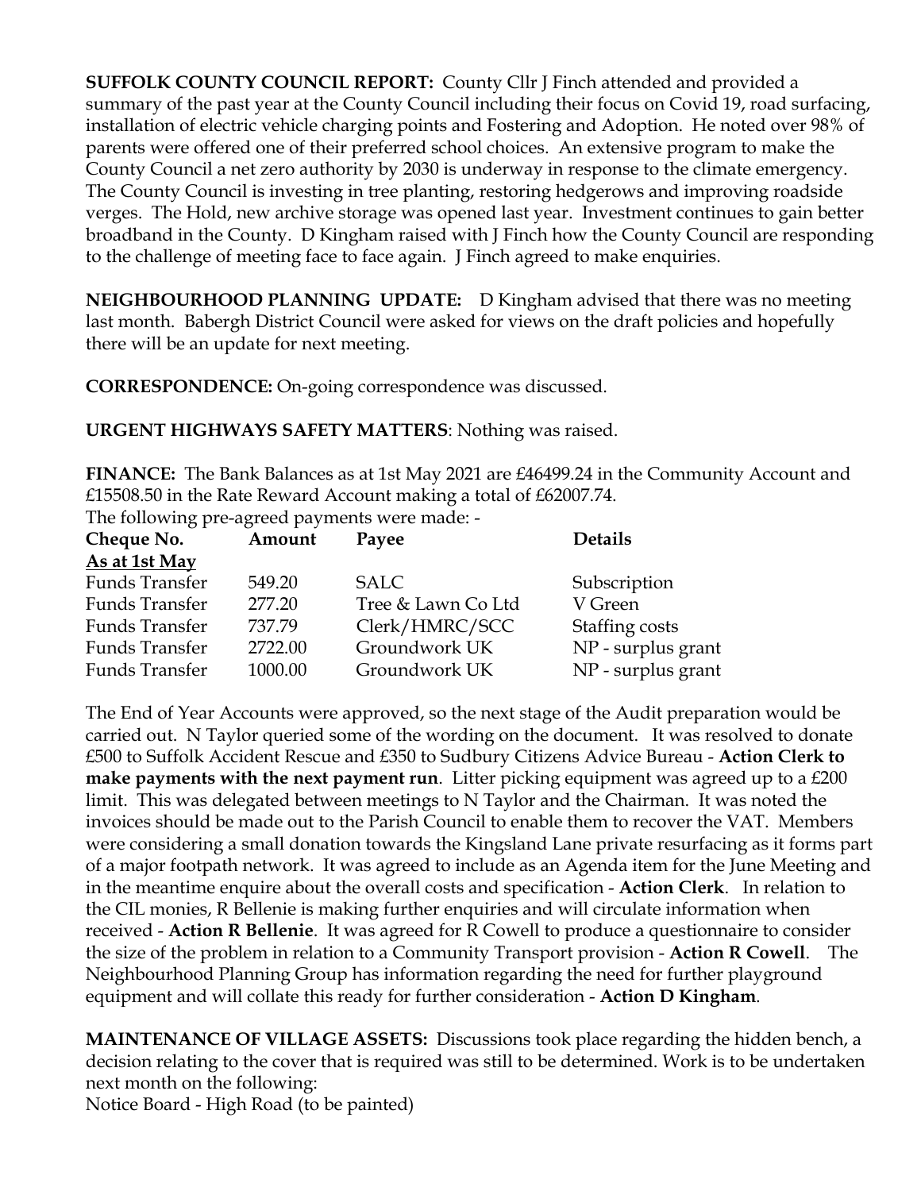**SUFFOLK COUNTY COUNCIL REPORT:** County Cllr J Finch attended and provided a summary of the past year at the County Council including their focus on Covid 19, road surfacing, installation of electric vehicle charging points and Fostering and Adoption. He noted over 98% of parents were offered one of their preferred school choices. An extensive program to make the County Council a net zero authority by 2030 is underway in response to the climate emergency. The County Council is investing in tree planting, restoring hedgerows and improving roadside verges. The Hold, new archive storage was opened last year. Investment continues to gain better broadband in the County. D Kingham raised with J Finch how the County Council are responding to the challenge of meeting face to face again. J Finch agreed to make enquiries.

**NEIGHBOURHOOD PLANNING UPDATE:** D Kingham advised that there was no meeting last month. Babergh District Council were asked for views on the draft policies and hopefully there will be an update for next meeting.

**CORRESPONDENCE:** On-going correspondence was discussed.

**URGENT HIGHWAYS SAFETY MATTERS**: Nothing was raised.

**FINANCE:** The Bank Balances as at 1st May 2021 are £46499.24 in the Community Account and £15508.50 in the Rate Reward Account making a total of £62007.74.
The following pre-agreed payments were made: -

| **Cheque No.** | **Amount** | **Payee** | **Details** |
|---|---|---|---|
| <u>As at 1st May</u> | | | |
| Funds Transfer | 549.20 | SALC | Subscription |
| Funds Transfer | 277.20 | Tree & Lawn Co Ltd | V Green |
| Funds Transfer | 737.79 | Clerk/HMRC/SCC | Staffing costs |
| Funds Transfer | 2722.00 | Groundwork UK | NP - surplus grant |
| Funds Transfer | 1000.00 | Groundwork UK | NP - surplus grant |

The End of Year Accounts were approved, so the next stage of the Audit preparation would be carried out. N Taylor queried some of the wording on the document. It was resolved to donate £500 to Suffolk Accident Rescue and £350 to Sudbury Citizens Advice Bureau - **Action Clerk to make payments with the next payment run**. Litter picking equipment was agreed up to a £200 limit. This was delegated between meetings to N Taylor and the Chairman. It was noted the invoices should be made out to the Parish Council to enable them to recover the VAT. Members were considering a small donation towards the Kingsland Lane private resurfacing as it forms part of a major footpath network. It was agreed to include as an Agenda item for the June Meeting and in the meantime enquire about the overall costs and specification - **Action Clerk**. In relation to the CIL monies, R Bellenie is making further enquiries and will circulate information when received - **Action R Bellenie**. It was agreed for R Cowell to produce a questionnaire to consider the size of the problem in relation to a Community Transport provision - **Action R Cowell**. The Neighbourhood Planning Group has information regarding the need for further playground equipment and will collate this ready for further consideration - **Action D Kingham**.

**MAINTENANCE OF VILLAGE ASSETS:** Discussions took place regarding the hidden bench, a decision relating to the cover that is required was still to be determined. Work is to be undertaken next month on the following:
Notice Board - High Road (to be painted)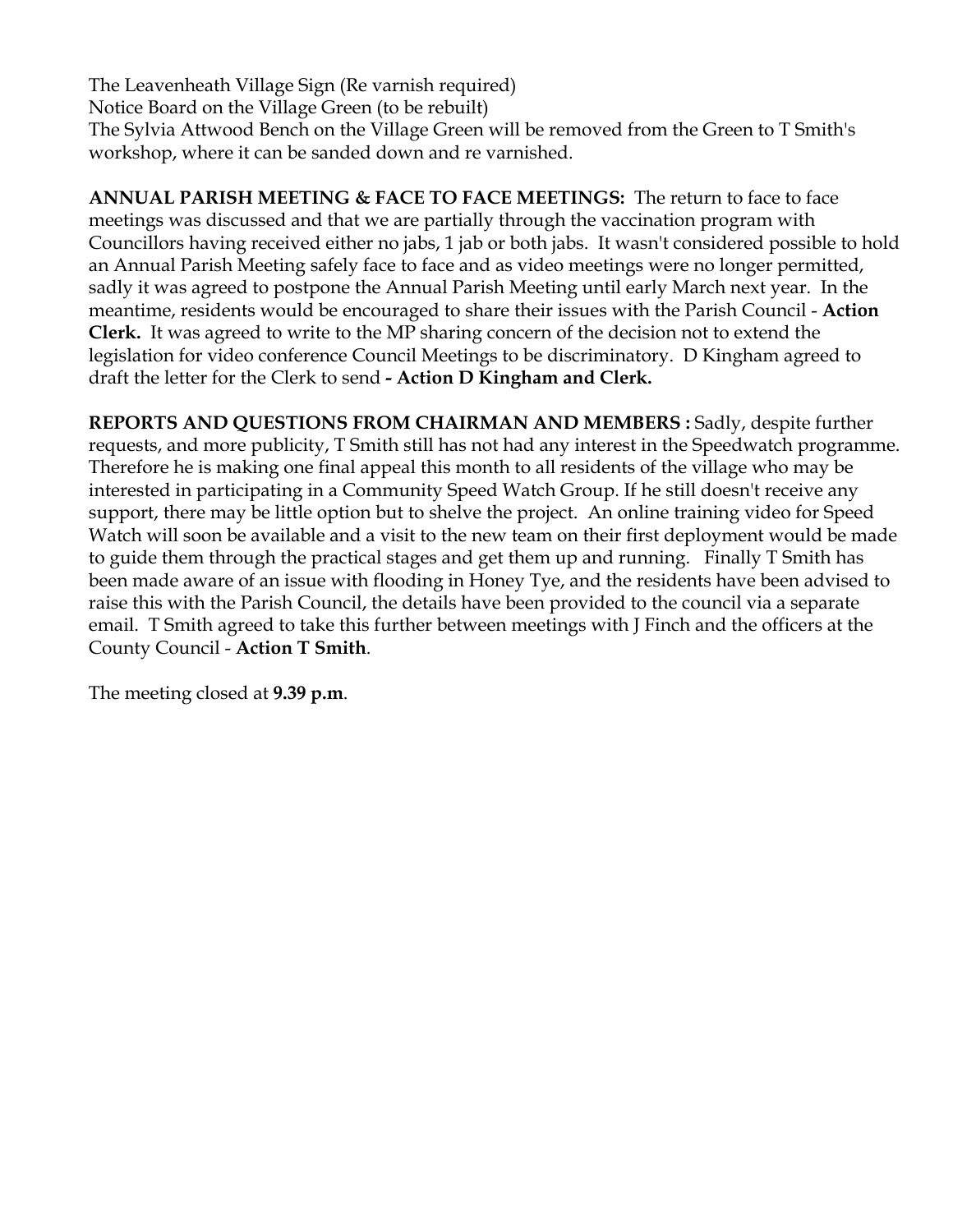The Leavenheath Village Sign (Re varnish required)
Notice Board on the Village Green (to be rebuilt)
The Sylvia Attwood Bench on the Village Green will be removed from the Green to T Smith's workshop, where it can be sanded down and re varnished.

**ANNUAL PARISH MEETING & FACE TO FACE MEETINGS:** The return to face to face meetings was discussed and that we are partially through the vaccination program with Councillors having received either no jabs, 1 jab or both jabs. It wasn't considered possible to hold an Annual Parish Meeting safely face to face and as video meetings were no longer permitted, sadly it was agreed to postpone the Annual Parish Meeting until early March next year. In the meantime, residents would be encouraged to share their issues with the Parish Council - **Action Clerk.** It was agreed to write to the MP sharing concern of the decision not to extend the legislation for video conference Council Meetings to be discriminatory. D Kingham agreed to draft the letter for the Clerk to send **- Action D Kingham and Clerk.**

**REPORTS AND QUESTIONS FROM CHAIRMAN AND MEMBERS :** Sadly, despite further requests, and more publicity, T Smith still has not had any interest in the Speedwatch programme. Therefore he is making one final appeal this month to all residents of the village who may be interested in participating in a Community Speed Watch Group. If he still doesn't receive any support, there may be little option but to shelve the project. An online training video for Speed Watch will soon be available and a visit to the new team on their first deployment would be made to guide them through the practical stages and get them up and running. Finally T Smith has been made aware of an issue with flooding in Honey Tye, and the residents have been advised to raise this with the Parish Council, the details have been provided to the council via a separate email. T Smith agreed to take this further between meetings with J Finch and the officers at the County Council - **Action T Smith**.

The meeting closed at **9.39 p.m**.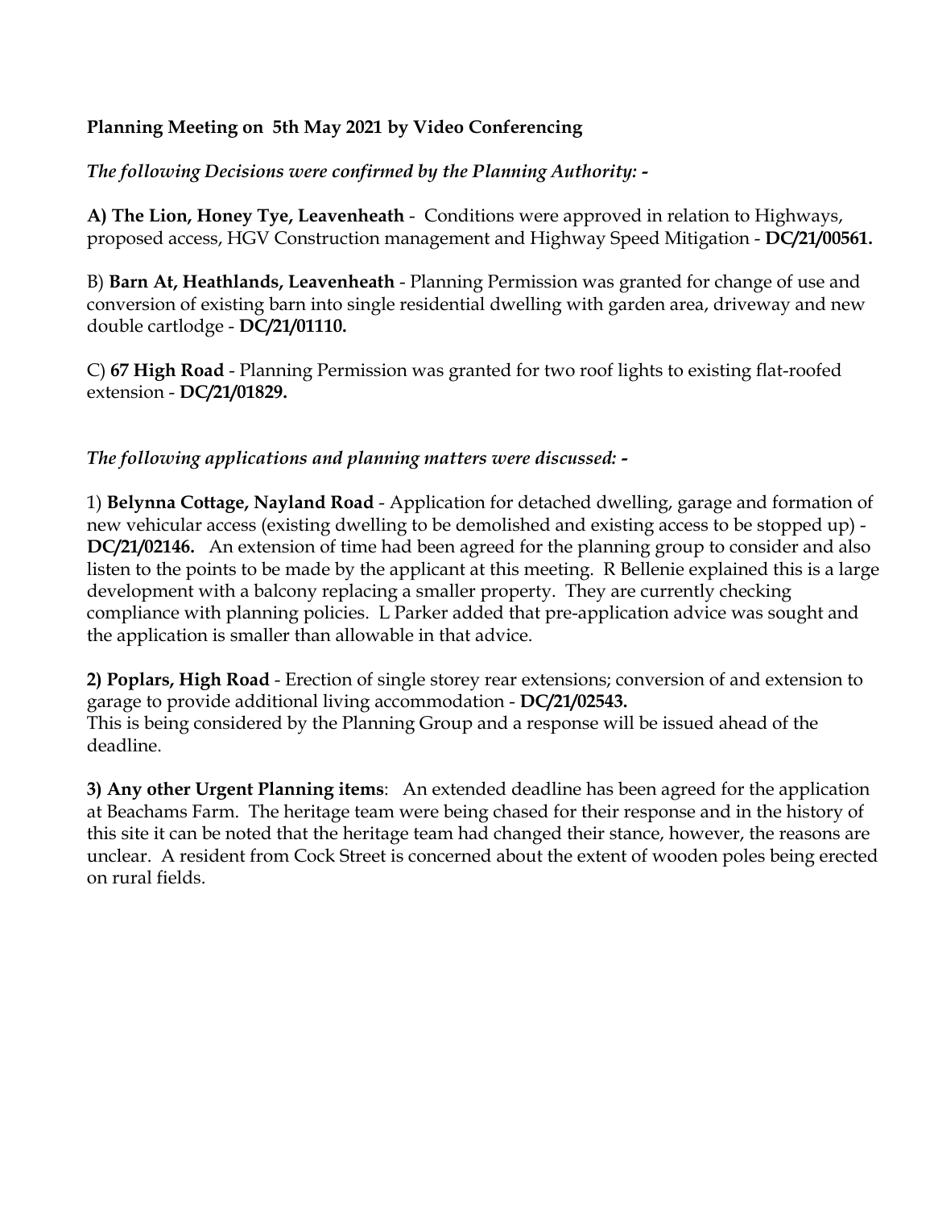**Planning Meeting on 5th May 2021 by Video Conferencing**

***The following Decisions were confirmed by the Planning Authority: -***

**A) The Lion, Honey Tye, Leavenheath** - Conditions were approved in relation to Highways, proposed access, HGV Construction management and Highway Speed Mitigation - **DC/21/00561.**

B) **Barn At, Heathlands, Leavenheath** - Planning Permission was granted for change of use and conversion of existing barn into single residential dwelling with garden area, driveway and new double cartlodge - **DC/21/01110.**

C) **67 High Road** - Planning Permission was granted for two roof lights to existing flat-roofed extension - **DC/21/01829.**

***The following applications and planning matters were discussed: -***

1) **Belynna Cottage, Nayland Road** - Application for detached dwelling, garage and formation of new vehicular access (existing dwelling to be demolished and existing access to be stopped up) - **DC/21/02146.** An extension of time had been agreed for the planning group to consider and also listen to the points to be made by the applicant at this meeting. R Bellenie explained this is a large development with a balcony replacing a smaller property. They are currently checking compliance with planning policies. L Parker added that pre-application advice was sought and the application is smaller than allowable in that advice.

**2) Poplars, High Road** - Erection of single storey rear extensions; conversion of and extension to garage to provide additional living accommodation - **DC/21/02543.**
This is being considered by the Planning Group and a response will be issued ahead of the deadline.

**3) Any other Urgent Planning items**: An extended deadline has been agreed for the application at Beachams Farm. The heritage team were being chased for their response and in the history of this site it can be noted that the heritage team had changed their stance, however, the reasons are unclear. A resident from Cock Street is concerned about the extent of wooden poles being erected on rural fields.